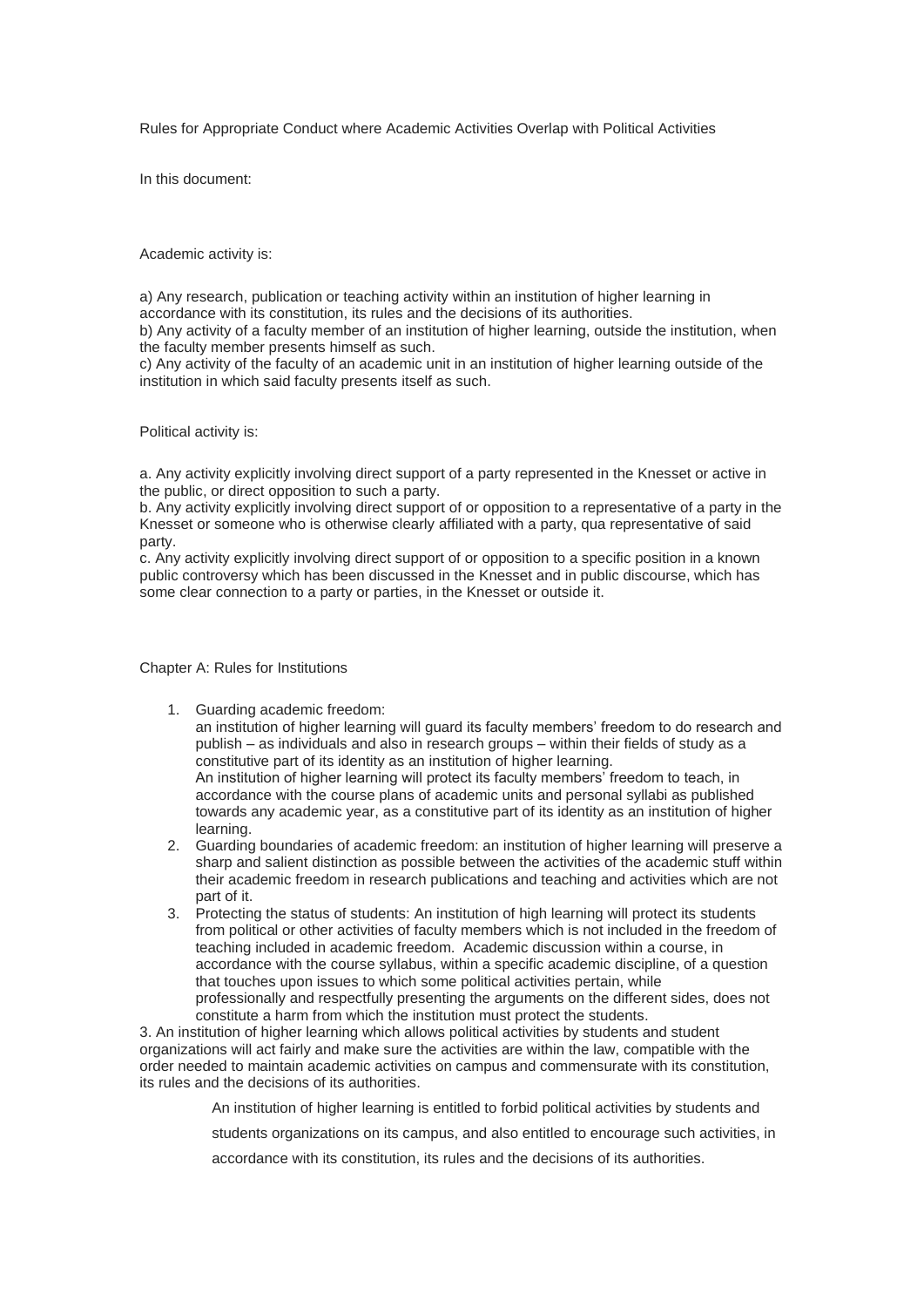Rules for Appropriate Conduct where Academic Activities Overlap with Political Activities

In this document:

Academic activity is:

a) Any research, publication or teaching activity within an institution of higher learning in accordance with its constitution, its rules and the decisions of its authorities.
b) Any activity of a faculty member of an institution of higher learning, outside the institution, when the faculty member presents himself as such.
c) Any activity of the faculty of an academic unit in an institution of higher learning outside of the institution in which said faculty presents itself as such.

Political activity is:

a. Any activity explicitly involving direct support of a party represented in the Knesset or active in the public, or direct opposition to such a party.
b. Any activity explicitly involving direct support of or opposition to a representative of a party in the Knesset or someone who is otherwise clearly affiliated with a party, qua representative of said party.
c. Any activity explicitly involving direct support of or opposition to a specific position in a known public controversy which has been discussed in the Knesset and in public discourse, which has some clear connection to a party or parties, in the Knesset or outside it.

Chapter A: Rules for Institutions

1. Guarding academic freedom:
   an institution of higher learning will guard its faculty members' freedom to do research and publish – as individuals and also in research groups – within their fields of study as a constitutive part of its identity as an institution of higher learning.
   An institution of higher learning will protect its faculty members' freedom to teach, in accordance with the course plans of academic units and personal syllabi as published towards any academic year, as a constitutive part of its identity as an institution of higher learning.
2. Guarding boundaries of academic freedom: an institution of higher learning will preserve a sharp and salient distinction as possible between the activities of the academic stuff within their academic freedom in research publications and teaching and activities which are not part of it.
3. Protecting the status of students: An institution of high learning will protect its students from political or other activities of faculty members which is not included in the freedom of teaching included in academic freedom. Academic discussion within a course, in accordance with the course syllabus, within a specific academic discipline, of a question that touches upon issues to which some political activities pertain, while professionally and respectfully presenting the arguments on the different sides, does not constitute a harm from which the institution must protect the students.

3. An institution of higher learning which allows political activities by students and student organizations will act fairly and make sure the activities are within the law, compatible with the order needed to maintain academic activities on campus and commensurate with its constitution, its rules and the decisions of its authorities.

   An institution of higher learning is entitled to forbid political activities by students and students organizations on its campus, and also entitled to encourage such activities, in accordance with its constitution, its rules and the decisions of its authorities.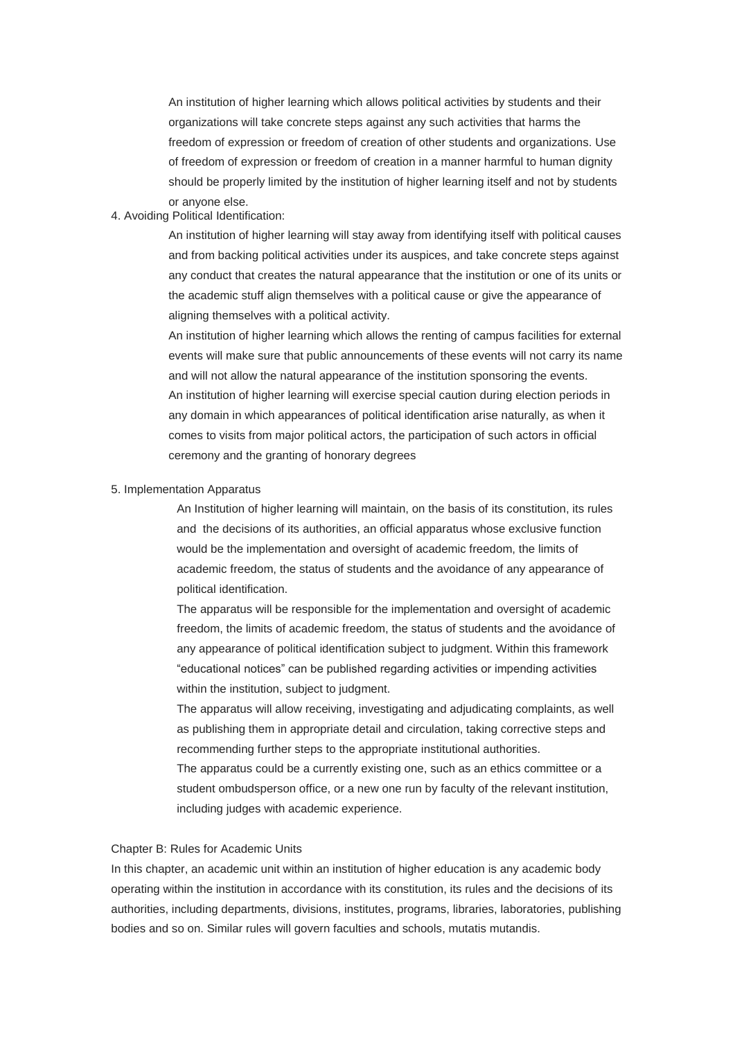An institution of higher learning which allows political activities by students and their organizations will take concrete steps against any such activities that harms the freedom of expression or freedom of creation of other students and organizations. Use of freedom of expression or freedom of creation in a manner harmful to human dignity should be properly limited by the institution of higher learning itself and not by students or anyone else.

4. Avoiding Political Identification:

An institution of higher learning will stay away from identifying itself with political causes and from backing political activities under its auspices, and take concrete steps against any conduct that creates the natural appearance that the institution or one of its units or the academic stuff align themselves with a political cause or give the appearance of aligning themselves with a political activity.

An institution of higher learning which allows the renting of campus facilities for external events will make sure that public announcements of these events will not carry its name and will not allow the natural appearance of the institution sponsoring the events.

An institution of higher learning will exercise special caution during election periods in any domain in which appearances of political identification arise naturally, as when it comes to visits from major political actors, the participation of such actors in official ceremony and the granting of honorary degrees

5. Implementation Apparatus

An Institution of higher learning will maintain, on the basis of its constitution, its rules and the decisions of its authorities, an official apparatus whose exclusive function would be the implementation and oversight of academic freedom, the limits of academic freedom, the status of students and the avoidance of any appearance of political identification.

The apparatus will be responsible for the implementation and oversight of academic freedom, the limits of academic freedom, the status of students and the avoidance of any appearance of political identification subject to judgment. Within this framework "educational notices" can be published regarding activities or impending activities within the institution, subject to judgment.

The apparatus will allow receiving, investigating and adjudicating complaints, as well as publishing them in appropriate detail and circulation, taking corrective steps and recommending further steps to the appropriate institutional authorities.

The apparatus could be a currently existing one, such as an ethics committee or a student ombudsperson office, or a new one run by faculty of the relevant institution, including judges with academic experience.

## Chapter B: Rules for Academic Units

In this chapter, an academic unit within an institution of higher education is any academic body operating within the institution in accordance with its constitution, its rules and the decisions of its authorities, including departments, divisions, institutes, programs, libraries, laboratories, publishing bodies and so on. Similar rules will govern faculties and schools, mutatis mutandis.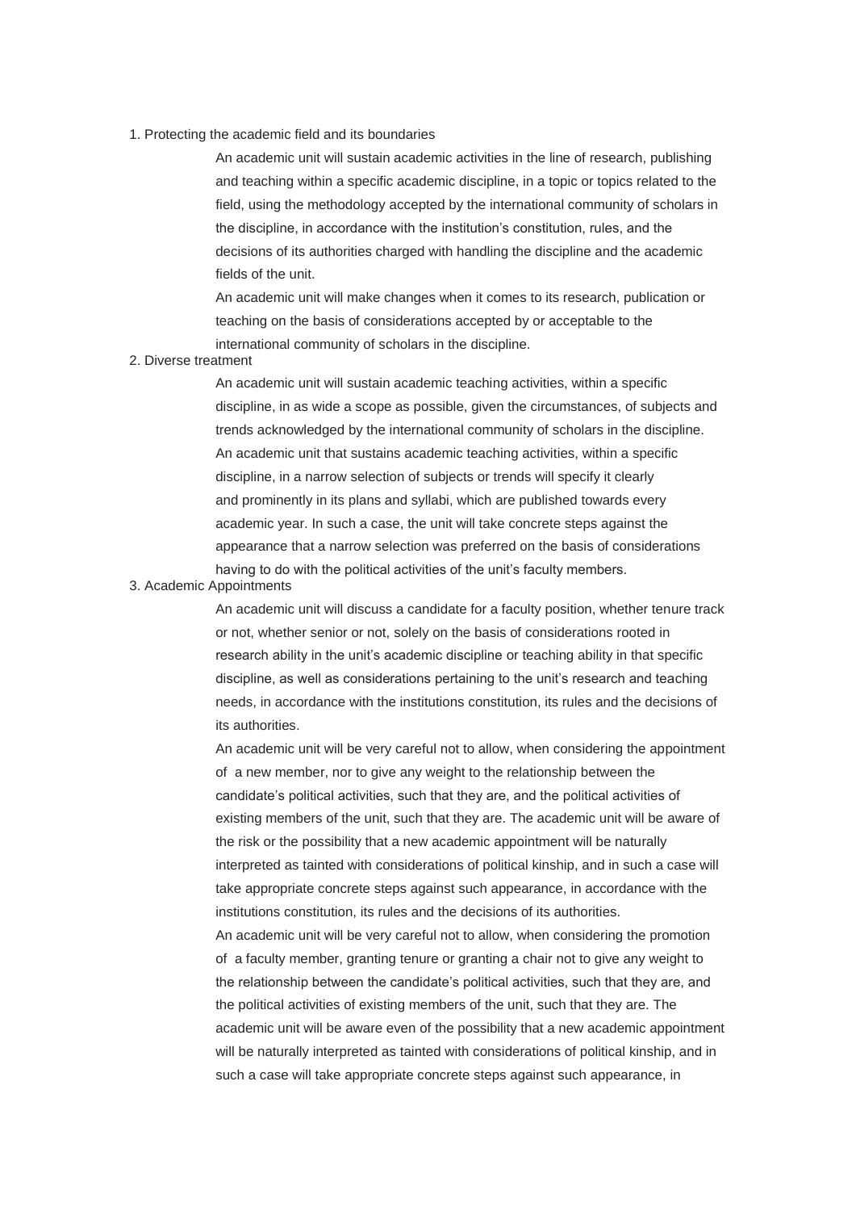1. Protecting the academic field and its boundaries

   An academic unit will sustain academic activities in the line of research, publishing and teaching within a specific academic discipline, in a topic or topics related to the field, using the methodology accepted by the international community of scholars in the discipline, in accordance with the institution's constitution, rules, and the decisions of its authorities charged with handling the discipline and the academic fields of the unit.

   An academic unit will make changes when it comes to its research, publication or teaching on the basis of considerations accepted by or acceptable to the international community of scholars in the discipline.

2. Diverse treatment

   An academic unit will sustain academic teaching activities, within a specific discipline, in as wide a scope as possible, given the circumstances, of subjects and trends acknowledged by the international community of scholars in the discipline.

   An academic unit that sustains academic teaching activities, within a specific discipline, in a narrow selection of subjects or trends will specify it clearly and prominently in its plans and syllabi, which are published towards every academic year. In such a case, the unit will take concrete steps against the appearance that a narrow selection was preferred on the basis of considerations having to do with the political activities of the unit's faculty members.

3. Academic Appointments

   An academic unit will discuss a candidate for a faculty position, whether tenure track or not, whether senior or not, solely on the basis of considerations rooted in research ability in the unit's academic discipline or teaching ability in that specific discipline, as well as considerations pertaining to the unit's research and teaching needs, in accordance with the institutions constitution, its rules and the decisions of its authorities.

   An academic unit will be very careful not to allow, when considering the appointment of a new member, nor to give any weight to the relationship between the candidate's political activities, such that they are, and the political activities of existing members of the unit, such that they are. The academic unit will be aware of the risk or the possibility that a new academic appointment will be naturally interpreted as tainted with considerations of political kinship, and in such a case will take appropriate concrete steps against such appearance, in accordance with the institutions constitution, its rules and the decisions of its authorities.

   An academic unit will be very careful not to allow, when considering the promotion of a faculty member, granting tenure or granting a chair not to give any weight to the relationship between the candidate's political activities, such that they are, and the political activities of existing members of the unit, such that they are. The academic unit will be aware even of the possibility that a new academic appointment will be naturally interpreted as tainted with considerations of political kinship, and in such a case will take appropriate concrete steps against such appearance, in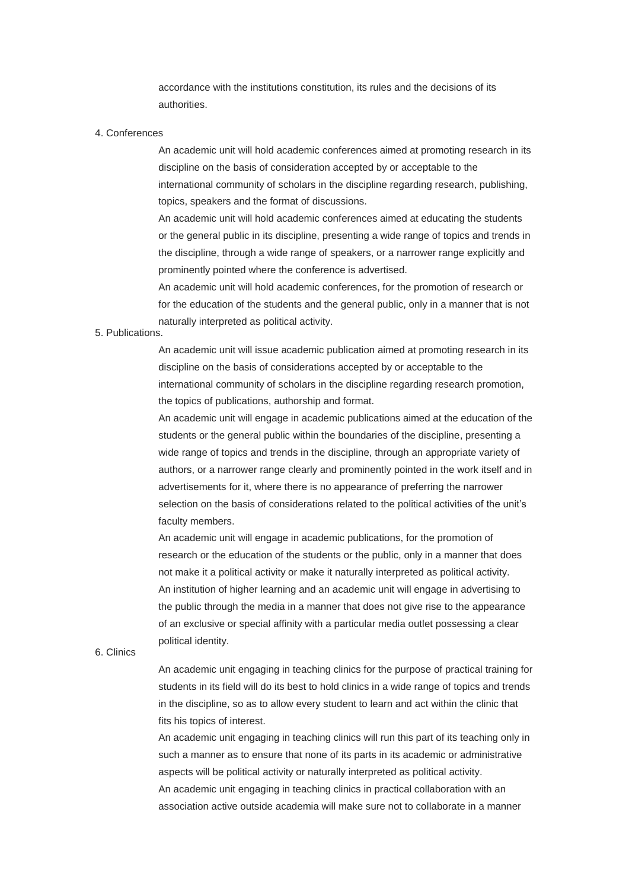accordance with the institutions constitution, its rules and the decisions of its authorities.

4. Conferences

An academic unit will hold academic conferences aimed at promoting research in its discipline on the basis of consideration accepted by or acceptable to the international community of scholars in the discipline regarding research, publishing, topics, speakers and the format of discussions.

An academic unit will hold academic conferences aimed at educating the students or the general public in its discipline, presenting a wide range of topics and trends in the discipline, through a wide range of speakers, or a narrower range explicitly and prominently pointed where the conference is advertised.

An academic unit will hold academic conferences, for the promotion of research or for the education of the students and the general public, only in a manner that is not naturally interpreted as political activity.

5. Publications.

An academic unit will issue academic publication aimed at promoting research in its discipline on the basis of considerations accepted by or acceptable to the international community of scholars in the discipline regarding research promotion, the topics of publications, authorship and format.

An academic unit will engage in academic publications aimed at the education of the students or the general public within the boundaries of the discipline, presenting a wide range of topics and trends in the discipline, through an appropriate variety of authors, or a narrower range clearly and prominently pointed in the work itself and in advertisements for it, where there is no appearance of preferring the narrower selection on the basis of considerations related to the political activities of the unit's faculty members.

An academic unit will engage in academic publications, for the promotion of research or the education of the students or the public, only in a manner that does not make it a political activity or make it naturally interpreted as political activity.

An institution of higher learning and an academic unit will engage in advertising to the public through the media in a manner that does not give rise to the appearance of an exclusive or special affinity with a particular media outlet possessing a clear political identity.

6. Clinics

An academic unit engaging in teaching clinics for the purpose of practical training for students in its field will do its best to hold clinics in a wide range of topics and trends in the discipline, so as to allow every student to learn and act within the clinic that fits his topics of interest.

An academic unit engaging in teaching clinics will run this part of its teaching only in such a manner as to ensure that none of its parts in its academic or administrative aspects will be political activity or naturally interpreted as political activity.

An academic unit engaging in teaching clinics in practical collaboration with an association active outside academia will make sure not to collaborate in a manner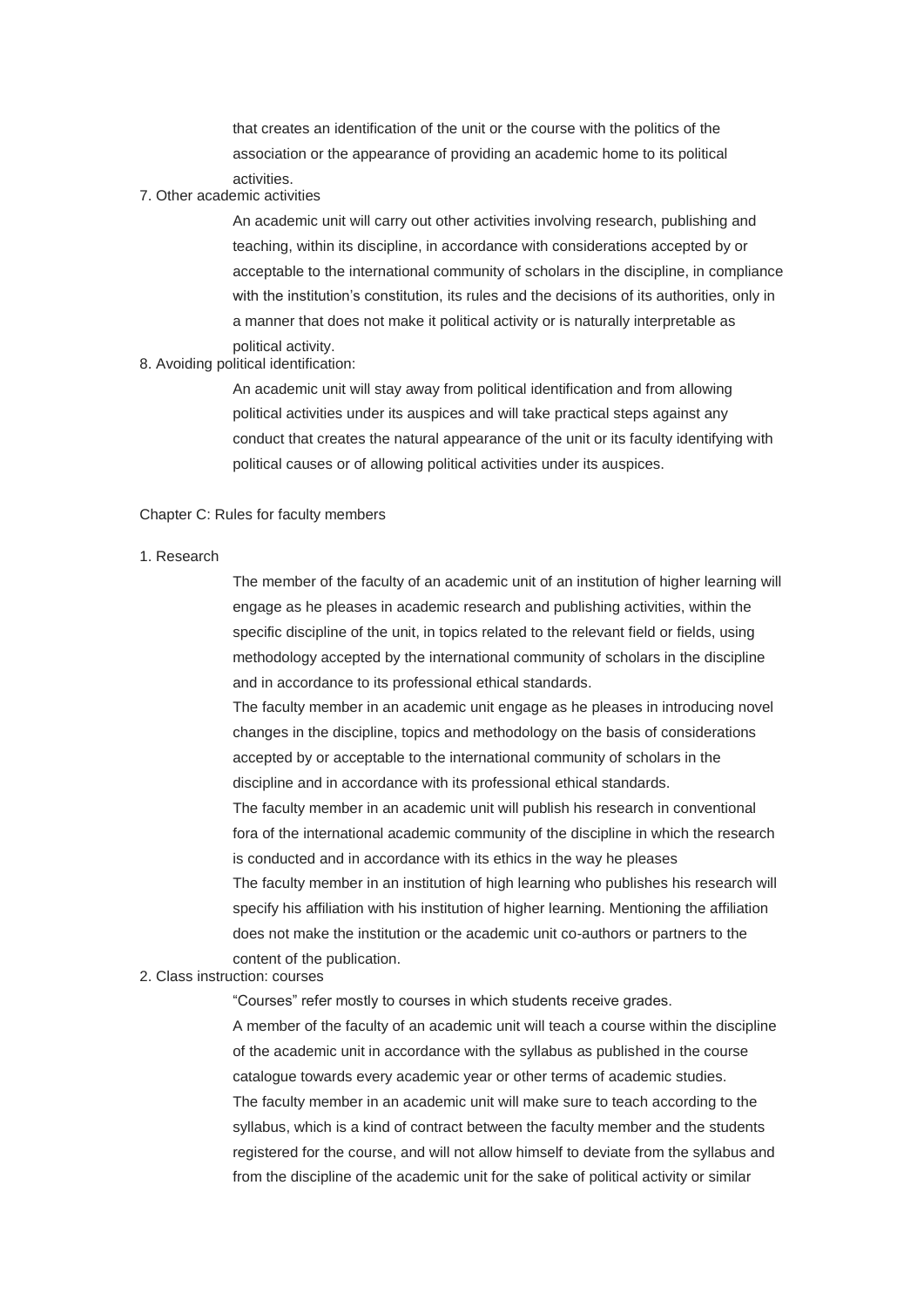that creates an identification of the unit or the course with the politics of the association or the appearance of providing an academic home to its political activities.

7. Other academic activities

An academic unit will carry out other activities involving research, publishing and teaching, within its discipline, in accordance with considerations accepted by or acceptable to the international community of scholars in the discipline, in compliance with the institution's constitution, its rules and the decisions of its authorities, only in a manner that does not make it political activity or is naturally interpretable as political activity.

8. Avoiding political identification:

An academic unit will stay away from political identification and from allowing political activities under its auspices and will take practical steps against any conduct that creates the natural appearance of the unit or its faculty identifying with political causes or of allowing political activities under its auspices.

Chapter C: Rules for faculty members

1. Research

The member of the faculty of an academic unit of an institution of higher learning will engage as he pleases in academic research and publishing activities, within the specific discipline of the unit, in topics related to the relevant field or fields, using methodology accepted by the international community of scholars in the discipline and in accordance to its professional ethical standards.

The faculty member in an academic unit engage as he pleases in introducing novel changes in the discipline, topics and methodology on the basis of considerations accepted by or acceptable to the international community of scholars in the discipline and in accordance with its professional ethical standards.

The faculty member in an academic unit will publish his research in conventional fora of the international academic community of the discipline in which the research is conducted and in accordance with its ethics in the way he pleases

The faculty member in an institution of high learning who publishes his research will specify his affiliation with his institution of higher learning. Mentioning the affiliation does not make the institution or the academic unit co-authors or partners to the content of the publication.

2. Class instruction: courses

"Courses" refer mostly to courses in which students receive grades.

A member of the faculty of an academic unit will teach a course within the discipline of the academic unit in accordance with the syllabus as published in the course catalogue towards every academic year or other terms of academic studies.

The faculty member in an academic unit will make sure to teach according to the syllabus, which is a kind of contract between the faculty member and the students registered for the course, and will not allow himself to deviate from the syllabus and from the discipline of the academic unit for the sake of political activity or similar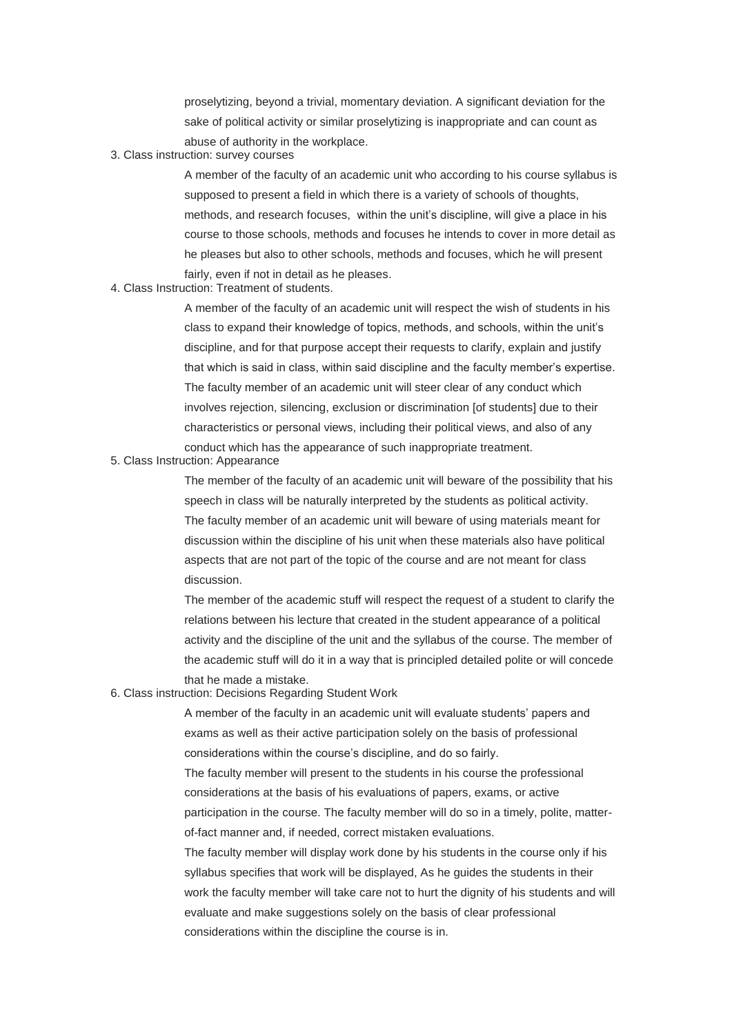proselytizing, beyond a trivial, momentary deviation. A significant deviation for the sake of political activity or similar proselytizing is inappropriate and can count as abuse of authority in the workplace.

3. Class instruction: survey courses

   A member of the faculty of an academic unit who according to his course syllabus is supposed to present a field in which there is a variety of schools of thoughts, methods, and research focuses, within the unit's discipline, will give a place in his course to those schools, methods and focuses he intends to cover in more detail as he pleases but also to other schools, methods and focuses, which he will present fairly, even if not in detail as he pleases.

4. Class Instruction: Treatment of students.

   A member of the faculty of an academic unit will respect the wish of students in his class to expand their knowledge of topics, methods, and schools, within the unit's discipline, and for that purpose accept their requests to clarify, explain and justify that which is said in class, within said discipline and the faculty member's expertise. The faculty member of an academic unit will steer clear of any conduct which involves rejection, silencing, exclusion or discrimination [of students] due to their characteristics or personal views, including their political views, and also of any conduct which has the appearance of such inappropriate treatment.

5. Class Instruction: Appearance

   The member of the faculty of an academic unit will beware of the possibility that his speech in class will be naturally interpreted by the students as political activity. The faculty member of an academic unit will beware of using materials meant for discussion within the discipline of his unit when these materials also have political aspects that are not part of the topic of the course and are not meant for class discussion.

   The member of the academic stuff will respect the request of a student to clarify the relations between his lecture that created in the student appearance of a political activity and the discipline of the unit and the syllabus of the course. The member of the academic stuff will do it in a way that is principled detailed polite or will concede that he made a mistake.

6. Class instruction: Decisions Regarding Student Work

   A member of the faculty in an academic unit will evaluate students' papers and exams as well as their active participation solely on the basis of professional considerations within the course's discipline, and do so fairly.

   The faculty member will present to the students in his course the professional considerations at the basis of his evaluations of papers, exams, or active participation in the course. The faculty member will do so in a timely, polite, matter-of-fact manner and, if needed, correct mistaken evaluations.

   The faculty member will display work done by his students in the course only if his syllabus specifies that work will be displayed, As he guides the students in their work the faculty member will take care not to hurt the dignity of his students and will evaluate and make suggestions solely on the basis of clear professional considerations within the discipline the course is in.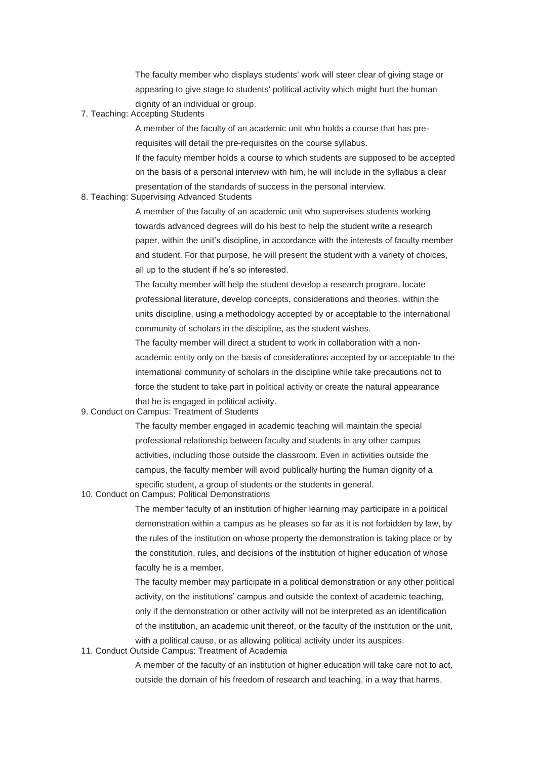The faculty member who displays students' work will steer clear of giving stage or appearing to give stage to students' political activity which might hurt the human dignity of an individual or group.

7. Teaching: Accepting Students

A member of the faculty of an academic unit who holds a course that has pre-requisites will detail the pre-requisites on the course syllabus.

If the faculty member holds a course to which students are supposed to be accepted on the basis of a personal interview with him, he will include in the syllabus a clear presentation of the standards of success in the personal interview.

8. Teaching: Supervising Advanced Students

A member of the faculty of an academic unit who supervises students working towards advanced degrees will do his best to help the student write a research paper, within the unit's discipline, in accordance with the interests of faculty member and student. For that purpose, he will present the student with a variety of choices, all up to the student if he's so interested.

The faculty member will help the student develop a research program, locate professional literature, develop concepts, considerations and theories, within the units discipline, using a methodology accepted by or acceptable to the international community of scholars in the discipline, as the student wishes.

The faculty member will direct a student to work in collaboration with a non-academic entity only on the basis of considerations accepted by or acceptable to the international community of scholars in the discipline while take precautions not to force the student to take part in political activity or create the natural appearance that he is engaged in political activity.

9. Conduct on Campus: Treatment of Students

The faculty member engaged in academic teaching will maintain the special professional relationship between faculty and students in any other campus activities, including those outside the classroom. Even in activities outside the campus, the faculty member will avoid publically hurting the human dignity of a specific student, a group of students or the students in general.

10. Conduct on Campus: Political Demonstrations

The member faculty of an institution of higher learning may participate in a political demonstration within a campus as he pleases so far as it is not forbidden by law, by the rules of the institution on whose property the demonstration is taking place or by the constitution, rules, and decisions of the institution of higher education of whose faculty he is a member.

The faculty member may participate in a political demonstration or any other political activity, on the institutions' campus and outside the context of academic teaching, only if the demonstration or other activity will not be interpreted as an identification of the institution, an academic unit thereof, or the faculty of the institution or the unit, with a political cause, or as allowing political activity under its auspices.

11. Conduct Outside Campus: Treatment of Academia

A member of the faculty of an institution of higher education will take care not to act, outside the domain of his freedom of research and teaching, in a way that harms,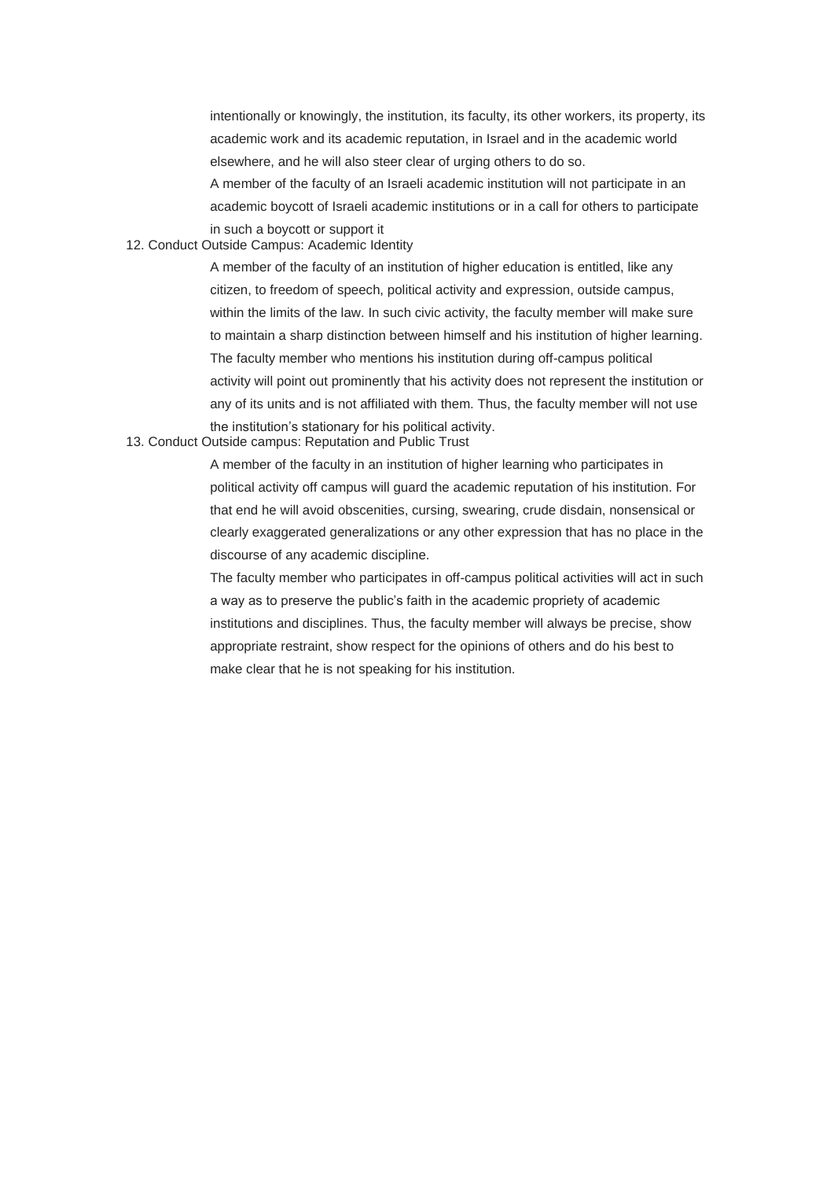intentionally or knowingly, the institution, its faculty, its other workers, its property, its academic work and its academic reputation, in Israel and in the academic world elsewhere, and he will also steer clear of urging others to do so.

A member of the faculty of an Israeli academic institution will not participate in an academic boycott of Israeli academic institutions or in a call for others to participate in such a boycott or support it

12. Conduct Outside Campus: Academic Identity

A member of the faculty of an institution of higher education is entitled, like any citizen, to freedom of speech, political activity and expression, outside campus, within the limits of the law. In such civic activity, the faculty member will make sure to maintain a sharp distinction between himself and his institution of higher learning. The faculty member who mentions his institution during off-campus political activity will point out prominently that his activity does not represent the institution or any of its units and is not affiliated with them. Thus, the faculty member will not use the institution's stationary for his political activity.

13. Conduct Outside campus: Reputation and Public Trust

A member of the faculty in an institution of higher learning who participates in political activity off campus will guard the academic reputation of his institution. For that end he will avoid obscenities, cursing, swearing, crude disdain, nonsensical or clearly exaggerated generalizations or any other expression that has no place in the discourse of any academic discipline.

The faculty member who participates in off-campus political activities will act in such a way as to preserve the public's faith in the academic propriety of academic institutions and disciplines. Thus, the faculty member will always be precise, show appropriate restraint, show respect for the opinions of others and do his best to make clear that he is not speaking for his institution.